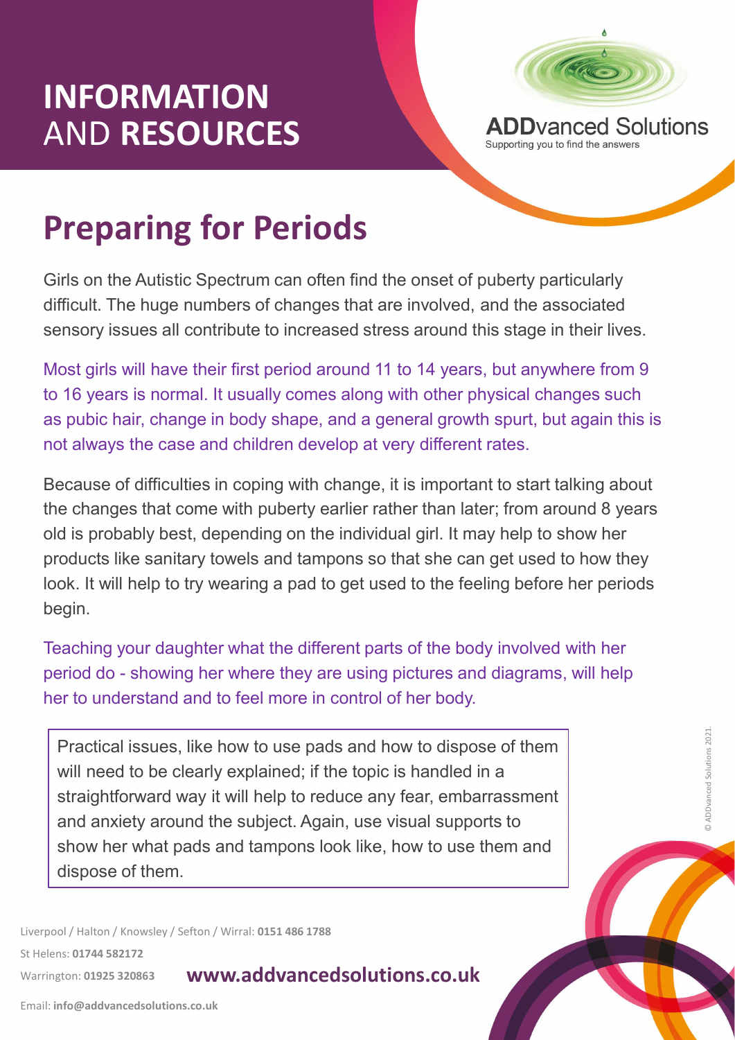# INFORMATION AND RESOURCES

**ADD**vanced Solutions

Supporting you to find the answers

## Preparing for Periods

Girls on the Autistic Spectrum can often find the onset of puberty particularly difficult. The huge numbers of changes that are involved, and the associated sensory issues all contribute to increased stress around this stage in their lives.

Most girls will have their first period around 11 to 14 years, but anywhere from 9 to 16 years is normal. It usually comes along with other physical changes such as pubic hair, change in body shape, and a general growth spurt, but again this is not always the case and children develop at very different rates.

Because of difficulties in coping with change, it is important to start talking about the changes that come with puberty earlier rather than later; from around 8 years old is probably best, depending on the individual girl. It may help to show her products like sanitary towels and tampons so that she can get used to how they look. It will help to try wearing a pad to get used to the feeling before her periods begin.

Teaching your daughter what the different parts of the body involved with her period do - showing her where they are using pictures and diagrams, will help her to understand and to feel more in control of her body.

Practical issues, like how to use pads and how to dispose of them will need to be clearly explained; if the topic is handled in a straightforward way it will help to reduce any fear, embarrassment and anxiety around the subject. Again, use visual supports to show her what pads and tampons look like, how to use them and dispose of them.

© ADDvanced Solutions 2021.

Liverpool / Halton / Knowsley / Sefton / Wirral: **0151 486 1788**

St Helens: **01744 582172**

Warrington: **01925 320863**

**www.addvancedsolutions.co.uk**

Email: **info@addvancedsolutions.co.uk**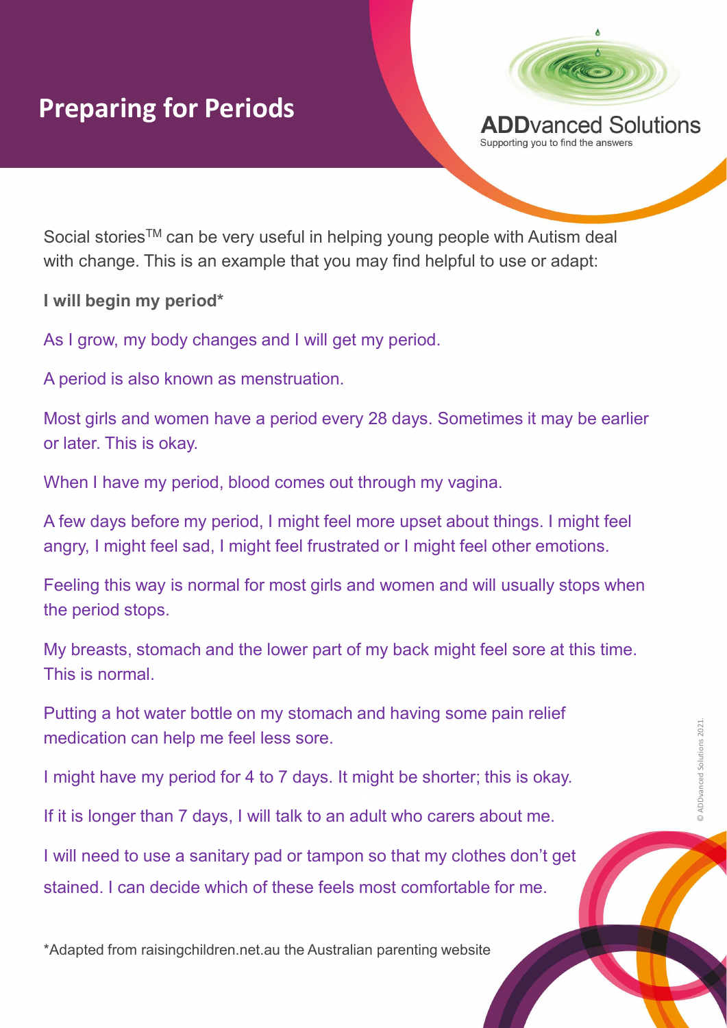# Preparing for Periods

**ADDvanced Solutions**
Supporting you to find the answers

Social stories™ can be very useful in helping young people with Autism deal with change. This is an example that you may find helpful to use or adapt:

**I will begin my period***

As I grow, my body changes and I will get my period.

A period is also known as menstruation.

Most girls and women have a period every 28 days. Sometimes it may be earlier or later. This is okay.

When I have my period, blood comes out through my vagina.

A few days before my period, I might feel more upset about things. I might feel angry, I might feel sad, I might feel frustrated or I might feel other emotions.

Feeling this way is normal for most girls and women and will usually stops when the period stops.

My breasts, stomach and the lower part of my back might feel sore at this time. This is normal.

Putting a hot water bottle on my stomach and having some pain relief medication can help me feel less sore.

I might have my period for 4 to 7 days. It might be shorter; this is okay.

If it is longer than 7 days, I will talk to an adult who carers about me.

I will need to use a sanitary pad or tampon so that my clothes don't get stained. I can decide which of these feels most comfortable for me.

*Adapted from raisingchildren.net.au the Australian parenting website

© ADDvanced Solutions 2021.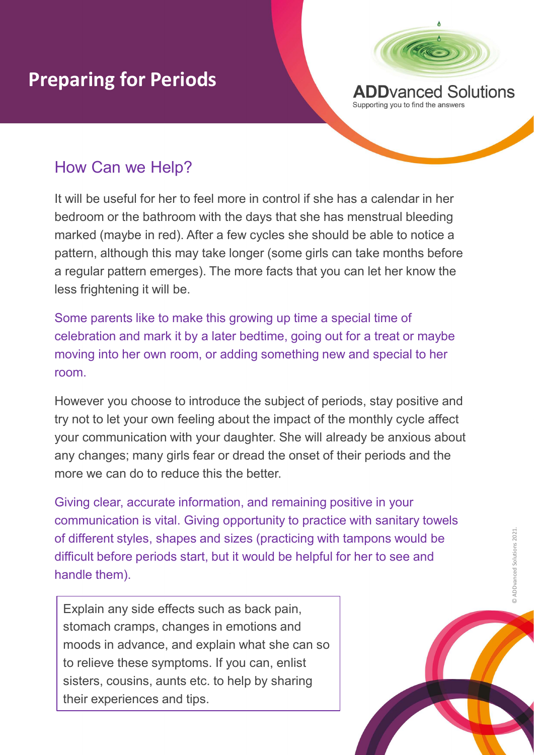# Preparing for Periods

## How Can we Help?

It will be useful for her to feel more in control if she has a calendar in her bedroom or the bathroom with the days that she has menstrual bleeding marked (maybe in red). After a few cycles she should be able to notice a pattern, although this may take longer (some girls can take months before a regular pattern emerges). The more facts that you can let her know the less frightening it will be.

Some parents like to make this growing up time a special time of celebration and mark it by a later bedtime, going out for a treat or maybe moving into her own room, or adding something new and special to her room.

However you choose to introduce the subject of periods, stay positive and try not to let your own feeling about the impact of the monthly cycle affect your communication with your daughter. She will already be anxious about any changes; many girls fear or dread the onset of their periods and the more we can do to reduce this the better.

Giving clear, accurate information, and remaining positive in your communication is vital. Giving opportunity to practice with sanitary towels of different styles, shapes and sizes (practicing with tampons would be difficult before periods start, but it would be helpful for her to see and handle them).

Explain any side effects such as back pain, stomach cramps, changes in emotions and moods in advance, and explain what she can so to relieve these symptoms. If you can, enlist sisters, cousins, aunts etc. to help by sharing their experiences and tips.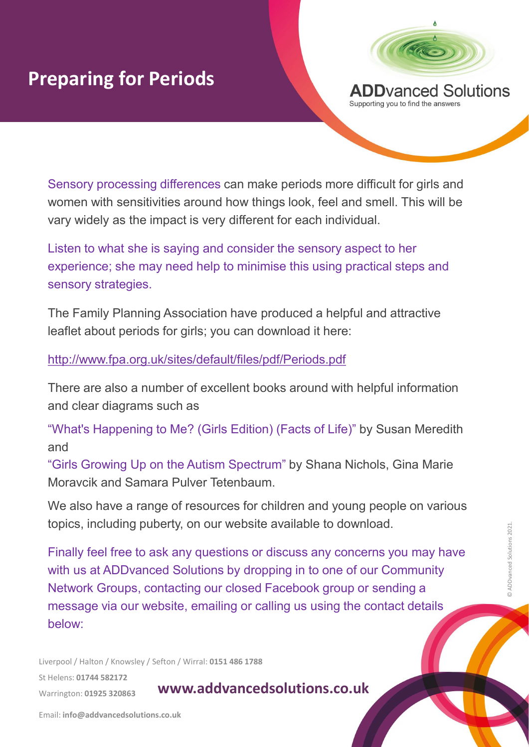# Preparing for Periods

**ADDvanced Solutions**
Supporting you to find the answers

Sensory processing differences can make periods more difficult for girls and women with sensitivities around how things look, feel and smell. This will be vary widely as the impact is very different for each individual.

Listen to what she is saying and consider the sensory aspect to her experience; she may need help to minimise this using practical steps and sensory strategies.

The Family Planning Association have produced a helpful and attractive leaflet about periods for girls; you can download it here:

http://www.fpa.org.uk/sites/default/files/pdf/Periods.pdf

There are also a number of excellent books around with helpful information and clear diagrams such as

"What's Happening to Me? (Girls Edition) (Facts of Life)" by Susan Meredith and
"Girls Growing Up on the Autism Spectrum" by Shana Nichols, Gina Marie Moravcik and Samara Pulver Tetenbaum.

We also have a range of resources for children and young people on various topics, including puberty, on our website available to download.

Finally feel free to ask any questions or discuss any concerns you may have with us at ADDvanced Solutions by dropping in to one of our Community Network Groups, contacting our closed Facebook group or sending a message via our website, emailing or calling us using the contact details below:

Liverpool / Halton / Knowsley / Sefton / Wirral: **0151 486 1788**

St Helens: **01744 582172**

Warrington: **01925 320863**

**www.addvancedsolutions.co.uk**

Email: **info@addvancedsolutions.co.uk**

© ADDvanced Solutions 2021.